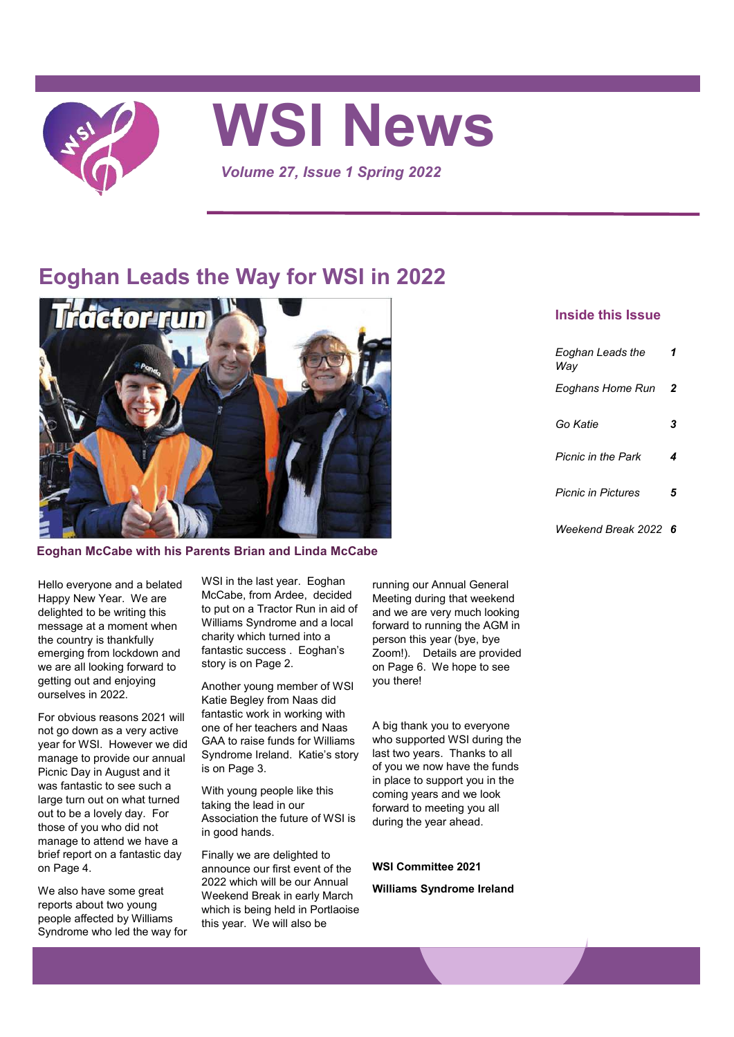# WSI News

*Volume 27, Issue 1 Spring 2022*

## Eoghan Leads the Way for WSI in 2022

**Eoghan McCabe with his Parents Brian and Linda McCabe**

### Inside this Issue

| | |
|---|---|
| *Eoghan Leads the Way* | ***1*** |
| *Eoghans Home Run* | ***2*** |
| *Go Katie* | ***3*** |
| *Picnic in the Park* | ***4*** |
| *Picnic in Pictures* | ***5*** |
| *Weekend Break 2022* | ***6*** |

Hello everyone and a belated Happy New Year. We are delighted to be writing this message at a moment when the country is thankfully emerging from lockdown and we are all looking forward to getting out and enjoying ourselves in 2022.

For obvious reasons 2021 will not go down as a very active year for WSI. However we did manage to provide our annual Picnic Day in August and it was fantastic to see such a large turn out on what turned out to be a lovely day. For those of you who did not manage to attend we have a brief report on a fantastic day on Page 4.

We also have some great reports about two young people affected by Williams Syndrome who led the way for WSI in the last year. Eoghan McCabe, from Ardee, decided to put on a Tractor Run in aid of Williams Syndrome and a local charity which turned into a fantastic success . Eoghan's story is on Page 2.

Another young member of WSI Katie Begley from Naas did fantastic work in working with one of her teachers and Naas GAA to raise funds for Williams Syndrome Ireland. Katie's story is on Page 3.

With young people like this taking the lead in our Association the future of WSI is in good hands.

Finally we are delighted to announce our first event of the 2022 which will be our Annual Weekend Break in early March which is being held in Portlaoise this year. We will also be running our Annual General Meeting during that weekend and we are very much looking forward to running the AGM in person this year (bye, bye Zoom!). Details are provided on Page 6. We hope to see you there!

A big thank you to everyone who supported WSI during the last two years. Thanks to all of you we now have the funds in place to support you in the coming years and we look forward to meeting you all during the year ahead.

**WSI Committee 2021**

**Williams Syndrome Ireland**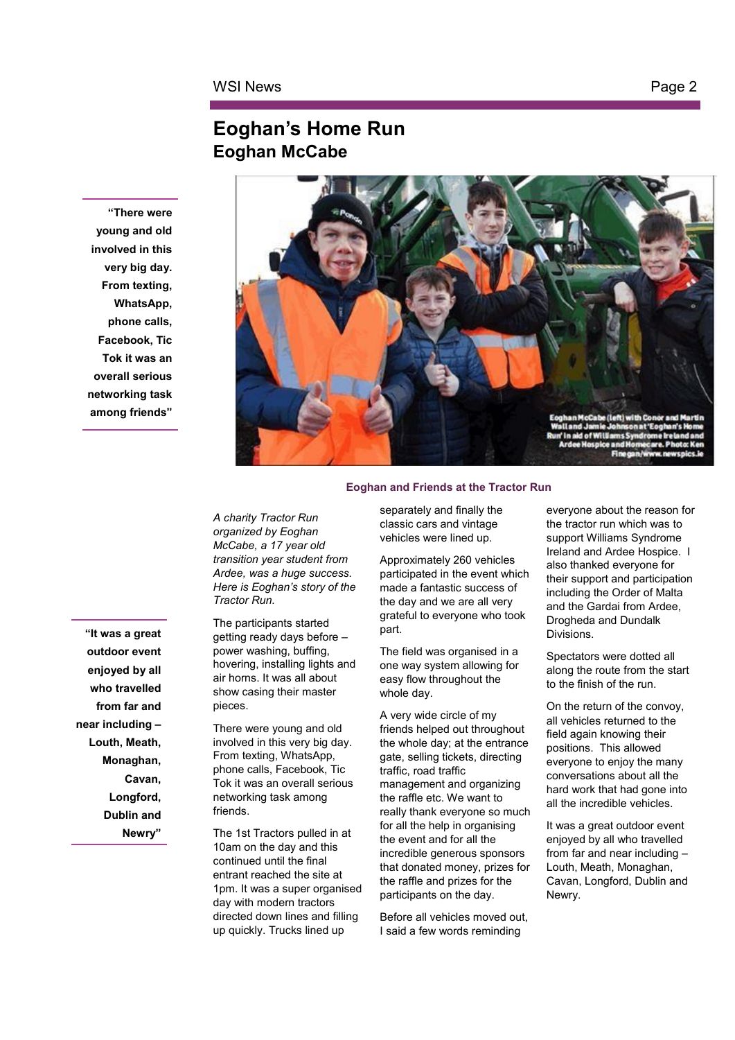# Eoghan's Home Run

## Eoghan McCabe

> "There were young and old involved in this very big day. From texting, WhatsApp, phone calls, Facebook, Tic Tok it was an overall serious networking task among friends"

Eoghan McCabe (left) with Conor and Martin Wall and Jamie Johnson at 'Eoghan's Home Run' in aid of Williams Syndrome Ireland and Ardee Hospice and Homecare. Photo: Ken Finegan/www.newspics.ie

**Eoghan and Friends at the Tractor Run**

> "It was a great outdoor event enjoyed by all who travelled from far and near including – Louth, Meath, Monaghan, Cavan, Longford, Dublin and Newry"

*A charity Tractor Run organized by Eoghan McCabe, a 17 year old transition year student from Ardee, was a huge success. Here is Eoghan's story of the Tractor Run.*

The participants started getting ready days before – power washing, buffing, hovering, installing lights and air horns. It was all about show casing their master pieces.

There were young and old involved in this very big day. From texting, WhatsApp, phone calls, Facebook, Tic Tok it was an overall serious networking task among friends.

The 1st Tractors pulled in at 10am on the day and this continued until the final entrant reached the site at 1pm. It was a super organised day with modern tractors directed down lines and filling up quickly. Trucks lined up separately and finally the classic cars and vintage vehicles were lined up.

Approximately 260 vehicles participated in the event which made a fantastic success of the day and we are all very grateful to everyone who took part.

The field was organised in a one way system allowing for easy flow throughout the whole day.

A very wide circle of my friends helped out throughout the whole day; at the entrance gate, selling tickets, directing traffic, road traffic management and organizing the raffle etc. We want to really thank everyone so much for all the help in organising the event and for all the incredible generous sponsors that donated money, prizes for the raffle and prizes for the participants on the day.

Before all vehicles moved out, I said a few words reminding everyone about the reason for the tractor run which was to support Williams Syndrome Ireland and Ardee Hospice. I also thanked everyone for their support and participation including the Order of Malta and the Gardai from Ardee, Drogheda and Dundalk Divisions.

Spectators were dotted all along the route from the start to the finish of the run.

On the return of the convoy, all vehicles returned to the field again knowing their positions. This allowed everyone to enjoy the many conversations about all the hard work that had gone into all the incredible vehicles.

It was a great outdoor event enjoyed by all who travelled from far and near including – Louth, Meath, Monaghan, Cavan, Longford, Dublin and Newry.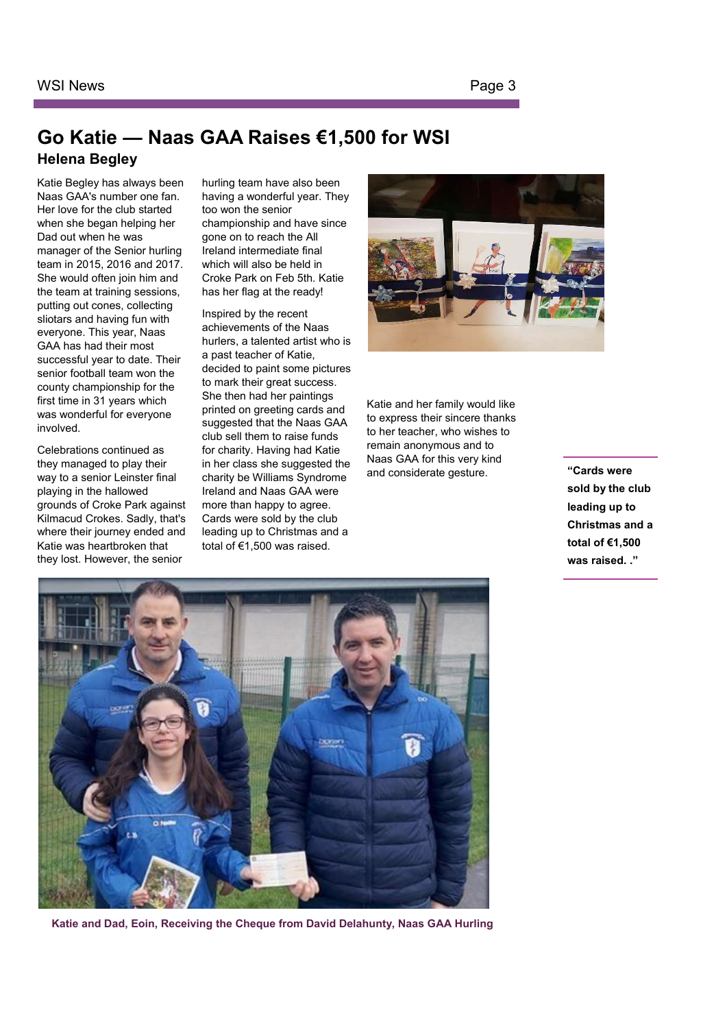## Go Katie — Naas GAA Raises €1,500 for WSI

### Helena Begley

Katie Begley has always been Naas GAA's number one fan. Her love for the club started when she began helping her Dad out when he was manager of the Senior hurling team in 2015, 2016 and 2017. She would often join him and the team at training sessions, putting out cones, collecting sliotars and having fun with everyone. This year, Naas GAA has had their most successful year to date. Their senior football team won the county championship for the first time in 31 years which was wonderful for everyone involved.

Celebrations continued as they managed to play their way to a senior Leinster final playing in the hallowed grounds of Croke Park against Kilmacud Crokes. Sadly, that's where their journey ended and Katie was heartbroken that they lost. However, the senior hurling team have also been having a wonderful year. They too won the senior championship and have since gone on to reach the All Ireland intermediate final which will also be held in Croke Park on Feb 5th. Katie has her flag at the ready!

Inspired by the recent achievements of the Naas hurlers, a talented artist who is a past teacher of Katie, decided to paint some pictures to mark their great success. She then had her paintings printed on greeting cards and suggested that the Naas GAA club sell them to raise funds for charity. Having had Katie in her class she suggested the charity be Williams Syndrome Ireland and Naas GAA were more than happy to agree. Cards were sold by the club leading up to Christmas and a total of €1,500 was raised.

Katie and her family would like to express their sincere thanks to her teacher, who wishes to remain anonymous and to Naas GAA for this very kind and considerate gesture.

> **"Cards were sold by the club leading up to Christmas and a total of €1,500 was raised. ."**

**Katie and Dad, Eoin, Receiving the Cheque from David Delahunty, Naas GAA Hurling**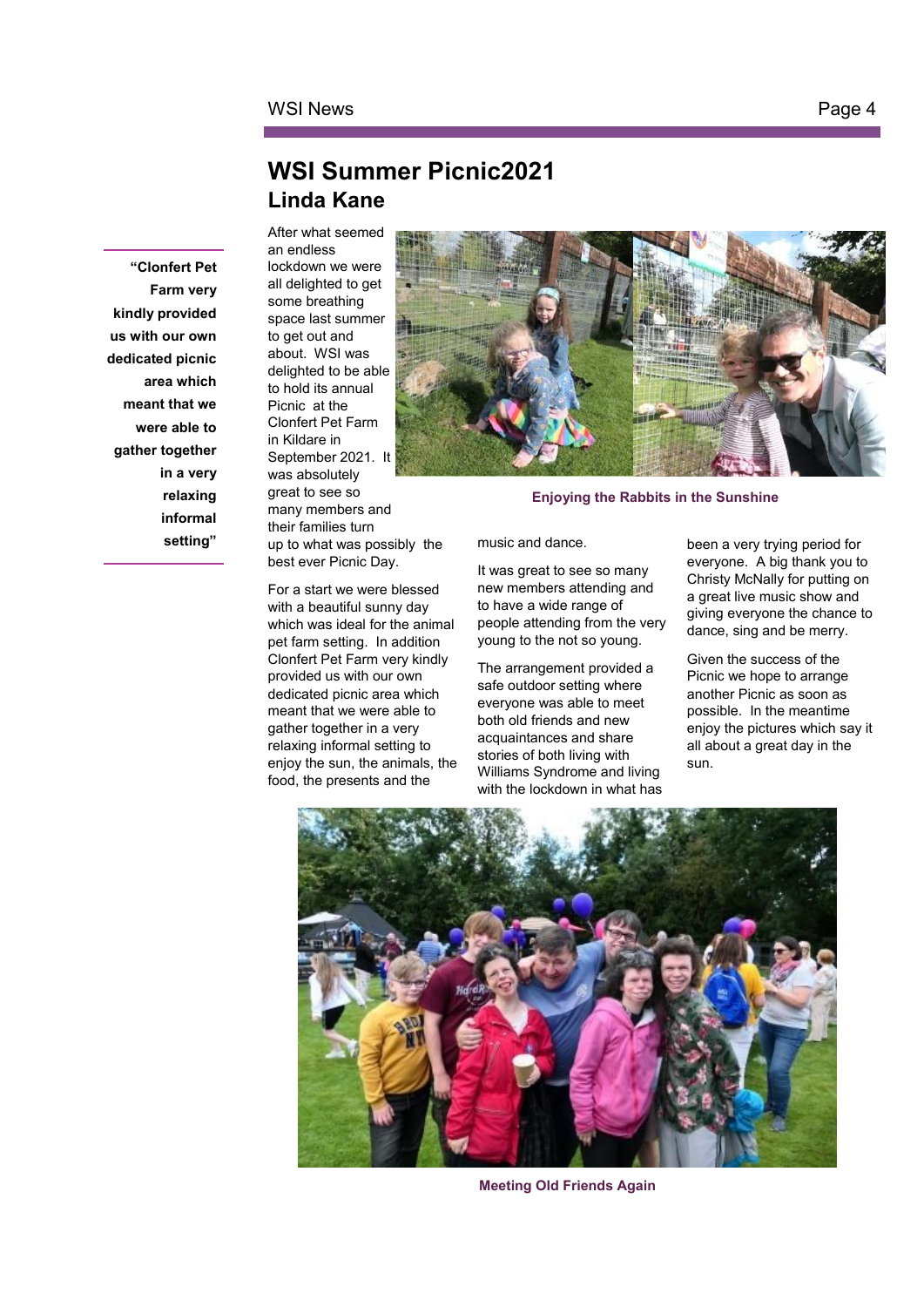## WSI Summer Picnic2021

### Linda Kane

> **"Clonfert Pet Farm very kindly provided us with our own dedicated picnic area which meant that we were able to gather together in a very relaxing informal setting"**

After what seemed an endless lockdown we were all delighted to get some breathing space last summer to get out and about. WSI was delighted to be able to hold its annual Picnic at the Clonfert Pet Farm in Kildare in September 2021. It was absolutely great to see so many members and their families turn up to what was possibly the best ever Picnic Day.

**Enjoying the Rabbits in the Sunshine**

For a start we were blessed with a beautiful sunny day which was ideal for the animal pet farm setting. In addition Clonfert Pet Farm very kindly provided us with our own dedicated picnic area which meant that we were able to gather together in a very relaxing informal setting to enjoy the sun, the animals, the food, the presents and the music and dance.

It was great to see so many new members attending and to have a wide range of people attending from the very young to the not so young.

The arrangement provided a safe outdoor setting where everyone was able to meet both old friends and new acquaintances and share stories of both living with Williams Syndrome and living with the lockdown in what has been a very trying period for everyone. A big thank you to Christy McNally for putting on a great live music show and giving everyone the chance to dance, sing and be merry.

Given the success of the Picnic we hope to arrange another Picnic as soon as possible. In the meantime enjoy the pictures which say it all about a great day in the sun.

**Meeting Old Friends Again**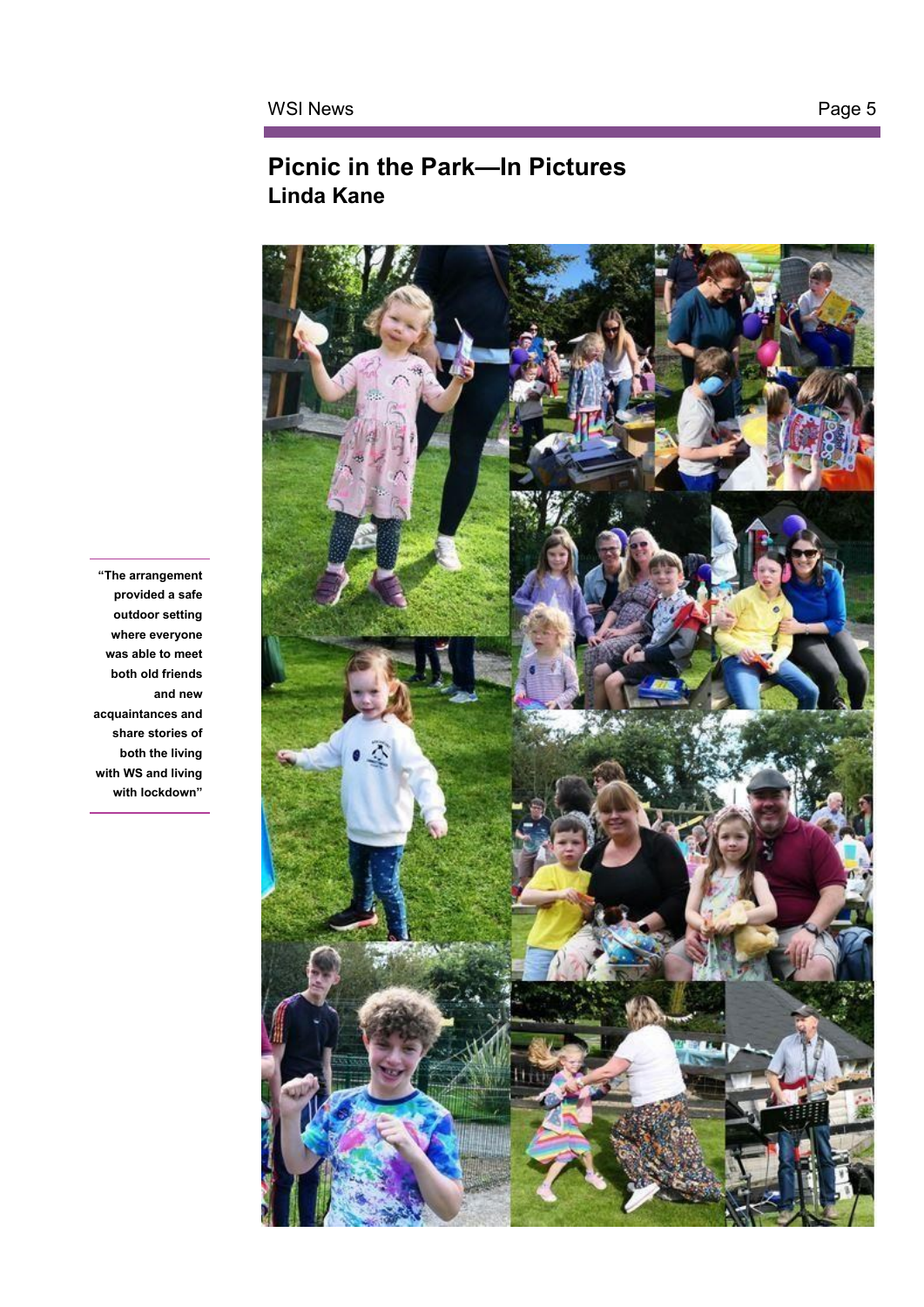# Picnic in the Park—In Pictures

## Linda Kane

> "The arrangement provided a safe outdoor setting where everyone was able to meet both old friends and new acquaintances and share stories of both the living with WS and living with lockdown"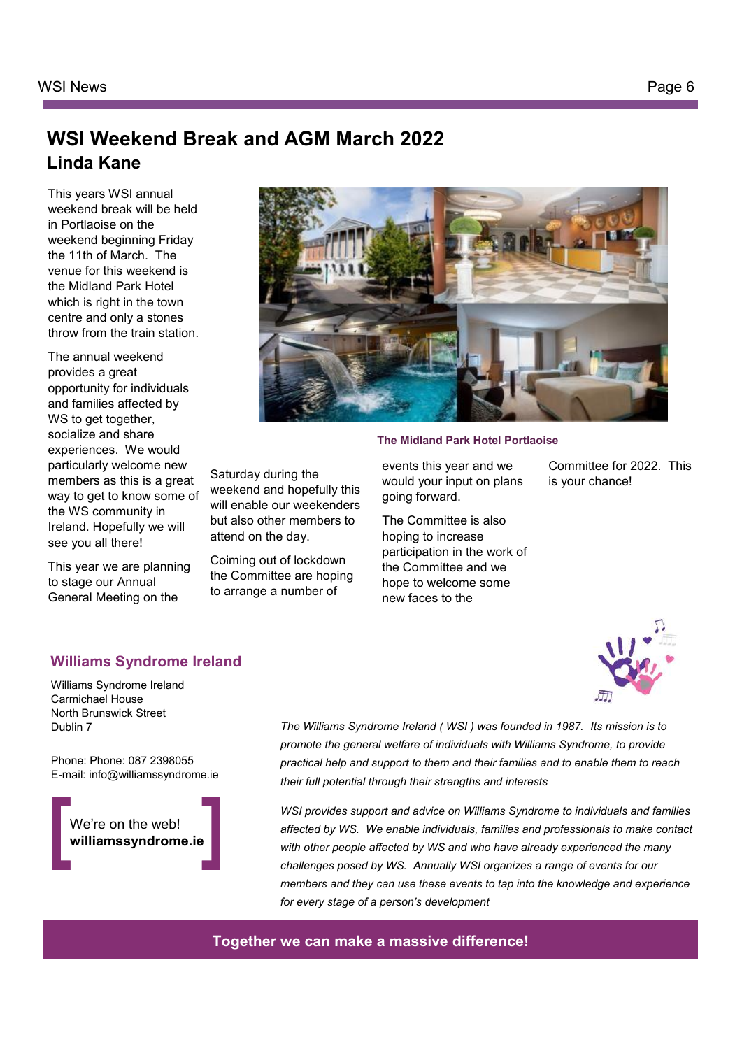# WSI Weekend Break and AGM March 2022

## Linda Kane

This years WSI annual weekend break will be held in Portlaoise on the weekend beginning Friday the 11th of March. The venue for this weekend is the Midland Park Hotel which is right in the town centre and only a stones throw from the train station.

The annual weekend provides a great opportunity for individuals and families affected by WS to get together, socialize and share experiences. We would particularly welcome new members as this is a great way to get to know some of the WS community in Ireland. Hopefully we will see you all there!

This year we are planning to stage our Annual General Meeting on the Saturday during the weekend and hopefully this will enable our weekenders but also other members to attend on the day.

Coiming out of lockdown the Committee are hoping to arrange a number of events this year and we would your input on plans going forward.

The Committee is also hoping to increase participation in the work of the Committee and we hope to welcome some new faces to the Committee for 2022. This is your chance!

**The Midland Park Hotel Portlaoise**

## Williams Syndrome Ireland

Williams Syndrome Ireland
Carmichael House
North Brunswick Street
Dublin 7

Phone: Phone: 087 2398055
E-mail: info@williamssyndrome.ie

We're on the web!
**williamssyndrome.ie**

*The Williams Syndrome Ireland ( WSI ) was founded in 1987. Its mission is to promote the general welfare of individuals with Williams Syndrome, to provide practical help and support to them and their families and to enable them to reach their full potential through their strengths and interests*

*WSI provides support and advice on Williams Syndrome to individuals and families affected by WS. We enable individuals, families and professionals to make contact with other people affected by WS and who have already experienced the many challenges posed by WS. Annually WSI organizes a range of events for our members and they can use these events to tap into the knowledge and experience for every stage of a person's development*

**Together we can make a massive difference!**